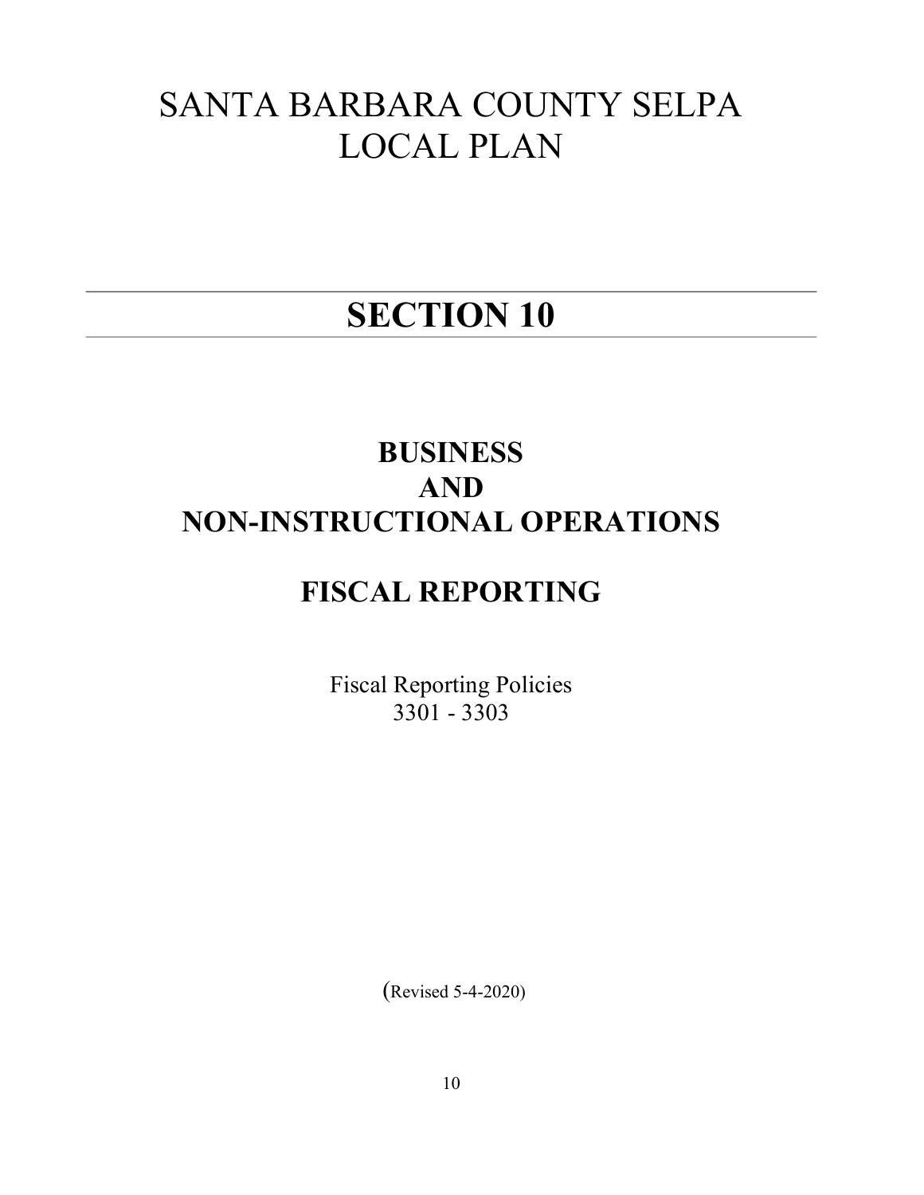# SANTA BARBARA COUNTY SELPA LOCAL PLAN

# SECTION 10

## BUSINESS AND NON-INSTRUCTIONAL OPERATIONS

## FISCAL REPORTING

Fiscal Reporting Policies
3301 - 3303

(Revised 5-4-2020)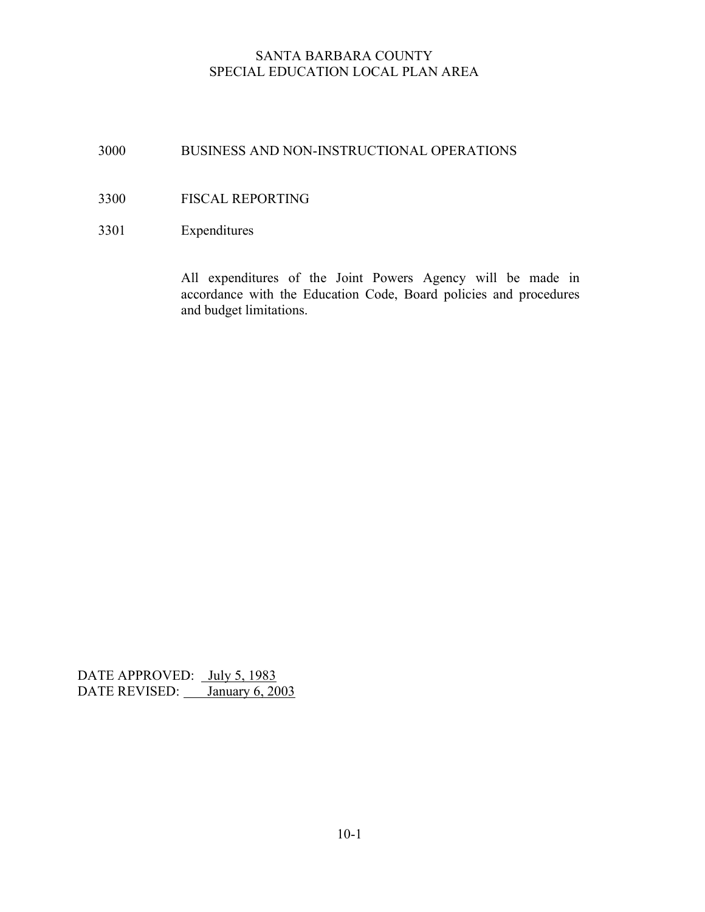SANTA BARBARA COUNTY
SPECIAL EDUCATION LOCAL PLAN AREA

# 3000 BUSINESS AND NON-INSTRUCTIONAL OPERATIONS

## 3300 FISCAL REPORTING

### 3301 Expenditures

All expenditures of the Joint Powers Agency will be made in accordance with the Education Code, Board policies and procedures and budget limitations.

DATE APPROVED: July 5, 1983
DATE REVISED: January 6, 2003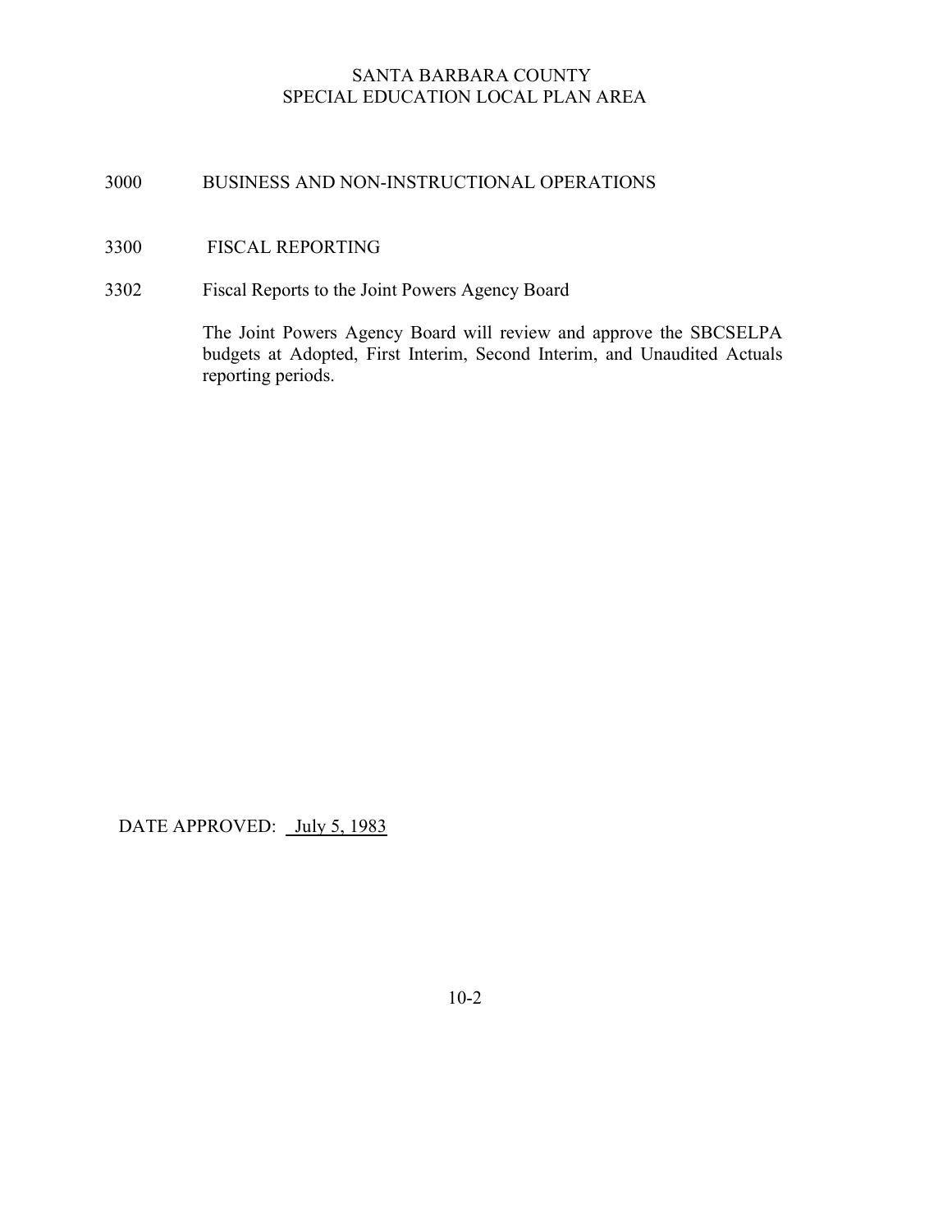SANTA BARBARA COUNTY
SPECIAL EDUCATION LOCAL PLAN AREA

3000 BUSINESS AND NON-INSTRUCTIONAL OPERATIONS

3300 FISCAL REPORTING

3302 Fiscal Reports to the Joint Powers Agency Board

The Joint Powers Agency Board will review and approve the SBCSELPA budgets at Adopted, First Interim, Second Interim, and Unaudited Actuals reporting periods.

DATE APPROVED: July 5, 1983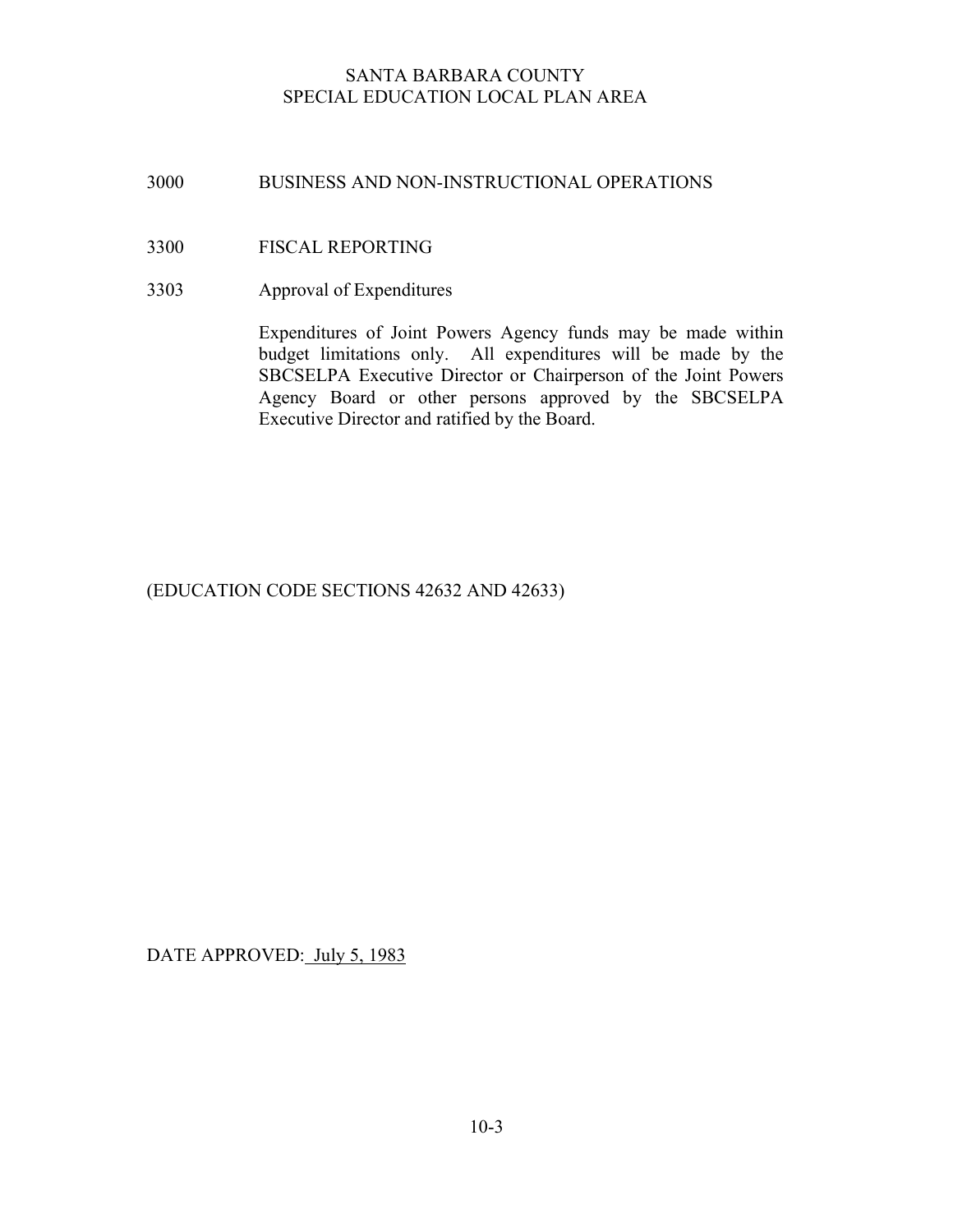# SANTA BARBARA COUNTY
# SPECIAL EDUCATION LOCAL PLAN AREA

## 3000 BUSINESS AND NON-INSTRUCTIONAL OPERATIONS

### 3300 FISCAL REPORTING

### 3303 Approval of Expenditures

Expenditures of Joint Powers Agency funds may be made within budget limitations only. All expenditures will be made by the SBCSELPA Executive Director or Chairperson of the Joint Powers Agency Board or other persons approved by the SBCSELPA Executive Director and ratified by the Board.

(EDUCATION CODE SECTIONS 42632 AND 42633)

DATE APPROVED: July 5, 1983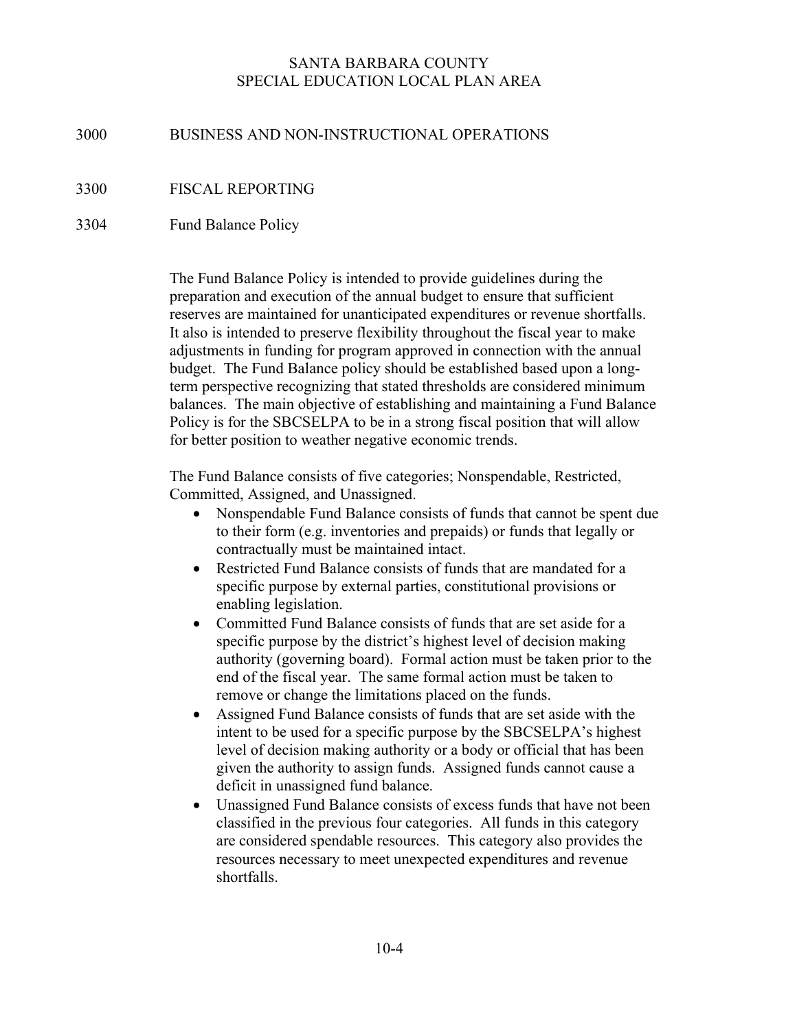SANTA BARBARA COUNTY
SPECIAL EDUCATION LOCAL PLAN AREA

# 3000 BUSINESS AND NON-INSTRUCTIONAL OPERATIONS

## 3300 FISCAL REPORTING

### 3304 Fund Balance Policy

The Fund Balance Policy is intended to provide guidelines during the preparation and execution of the annual budget to ensure that sufficient reserves are maintained for unanticipated expenditures or revenue shortfalls. It also is intended to preserve flexibility throughout the fiscal year to make adjustments in funding for program approved in connection with the annual budget. The Fund Balance policy should be established based upon a long-term perspective recognizing that stated thresholds are considered minimum balances. The main objective of establishing and maintaining a Fund Balance Policy is for the SBCSELPA to be in a strong fiscal position that will allow for better position to weather negative economic trends.

The Fund Balance consists of five categories; Nonspendable, Restricted, Committed, Assigned, and Unassigned.

- Nonspendable Fund Balance consists of funds that cannot be spent due to their form (e.g. inventories and prepaids) or funds that legally or contractually must be maintained intact.
- Restricted Fund Balance consists of funds that are mandated for a specific purpose by external parties, constitutional provisions or enabling legislation.
- Committed Fund Balance consists of funds that are set aside for a specific purpose by the district's highest level of decision making authority (governing board). Formal action must be taken prior to the end of the fiscal year. The same formal action must be taken to remove or change the limitations placed on the funds.
- Assigned Fund Balance consists of funds that are set aside with the intent to be used for a specific purpose by the SBCSELPA's highest level of decision making authority or a body or official that has been given the authority to assign funds. Assigned funds cannot cause a deficit in unassigned fund balance.
- Unassigned Fund Balance consists of excess funds that have not been classified in the previous four categories. All funds in this category are considered spendable resources. This category also provides the resources necessary to meet unexpected expenditures and revenue shortfalls.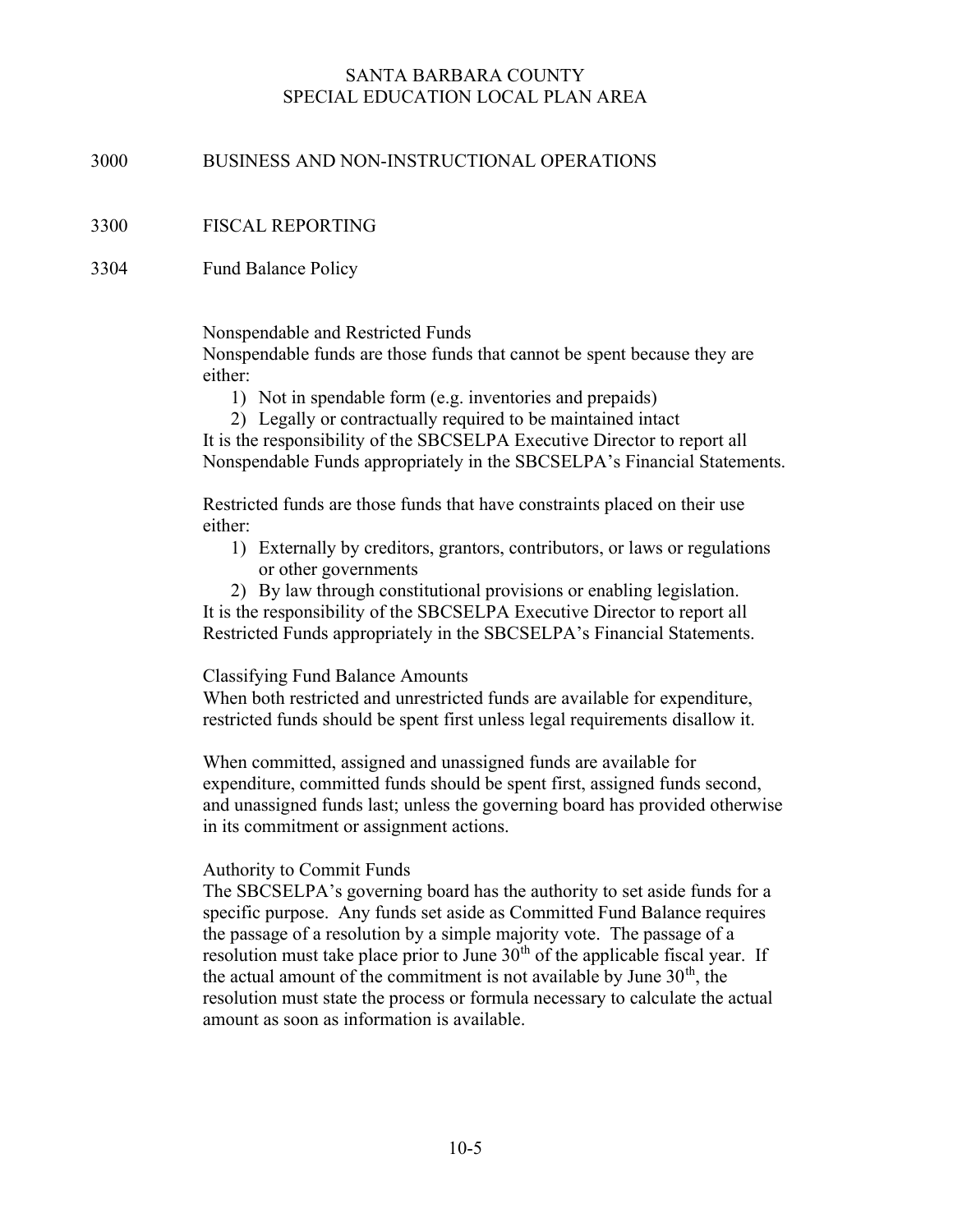SANTA BARBARA COUNTY
SPECIAL EDUCATION LOCAL PLAN AREA

# 3000 BUSINESS AND NON-INSTRUCTIONAL OPERATIONS

## 3300 FISCAL REPORTING

### 3304 Fund Balance Policy

Nonspendable and Restricted Funds

Nonspendable funds are those funds that cannot be spent because they are either:

1) Not in spendable form (e.g. inventories and prepaids)
2) Legally or contractually required to be maintained intact

It is the responsibility of the SBCSELPA Executive Director to report all Nonspendable Funds appropriately in the SBCSELPA's Financial Statements.

Restricted funds are those funds that have constraints placed on their use either:

1) Externally by creditors, grantors, contributors, or laws or regulations or other governments
2) By law through constitutional provisions or enabling legislation.

It is the responsibility of the SBCSELPA Executive Director to report all Restricted Funds appropriately in the SBCSELPA's Financial Statements.

Classifying Fund Balance Amounts

When both restricted and unrestricted funds are available for expenditure, restricted funds should be spent first unless legal requirements disallow it.

When committed, assigned and unassigned funds are available for expenditure, committed funds should be spent first, assigned funds second, and unassigned funds last; unless the governing board has provided otherwise in its commitment or assignment actions.

Authority to Commit Funds

The SBCSELPA's governing board has the authority to set aside funds for a specific purpose. Any funds set aside as Committed Fund Balance requires the passage of a resolution by a simple majority vote. The passage of a resolution must take place prior to June 30th of the applicable fiscal year. If the actual amount of the commitment is not available by June 30th, the resolution must state the process or formula necessary to calculate the actual amount as soon as information is available.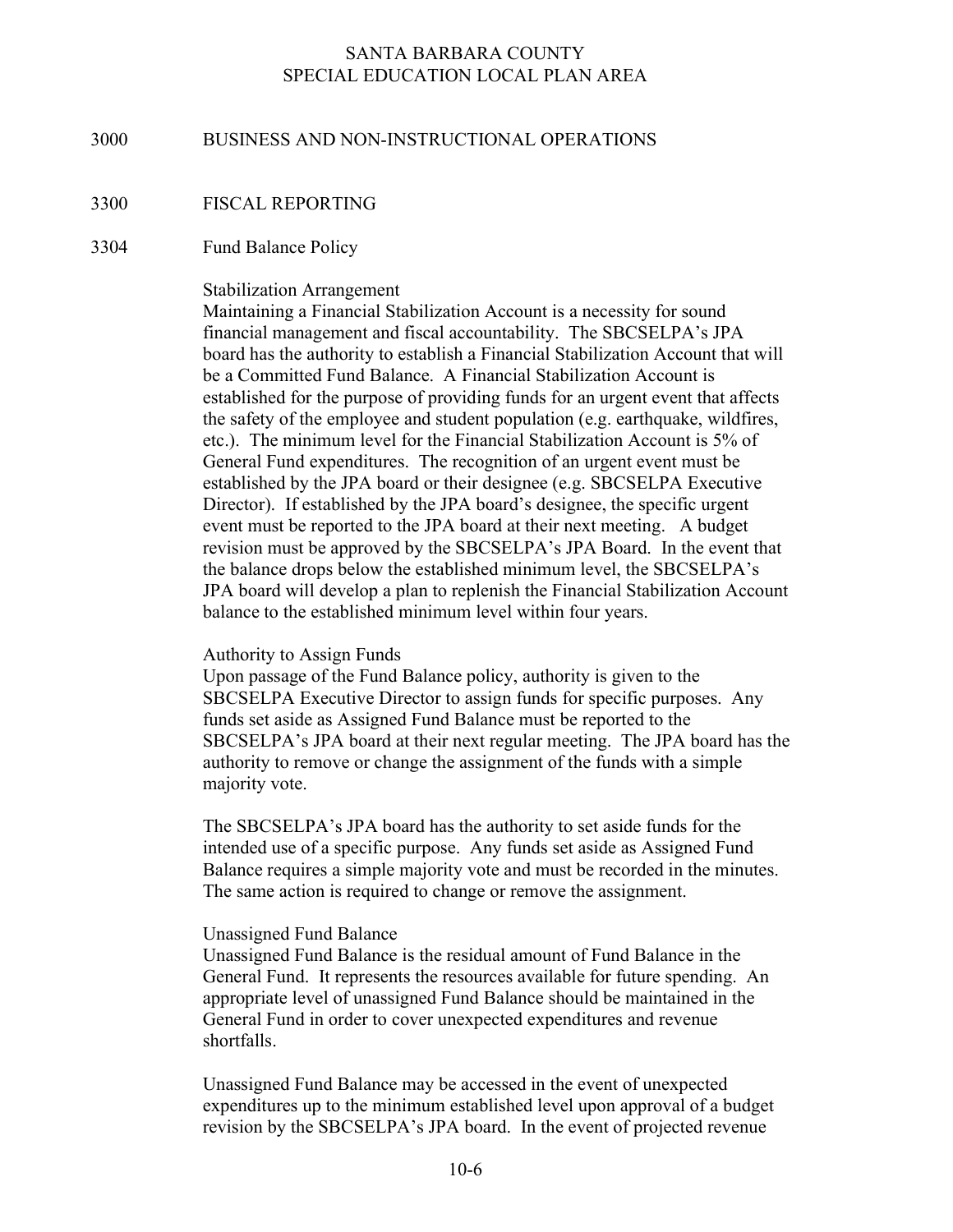SANTA BARBARA COUNTY
SPECIAL EDUCATION LOCAL PLAN AREA

# 3000 BUSINESS AND NON-INSTRUCTIONAL OPERATIONS

## 3300 FISCAL REPORTING

### 3304 Fund Balance Policy

Stabilization Arrangement

Maintaining a Financial Stabilization Account is a necessity for sound financial management and fiscal accountability. The SBCSELPA's JPA board has the authority to establish a Financial Stabilization Account that will be a Committed Fund Balance. A Financial Stabilization Account is established for the purpose of providing funds for an urgent event that affects the safety of the employee and student population (e.g. earthquake, wildfires, etc.). The minimum level for the Financial Stabilization Account is 5% of General Fund expenditures. The recognition of an urgent event must be established by the JPA board or their designee (e.g. SBCSELPA Executive Director). If established by the JPA board's designee, the specific urgent event must be reported to the JPA board at their next meeting. A budget revision must be approved by the SBCSELPA's JPA Board. In the event that the balance drops below the established minimum level, the SBCSELPA's JPA board will develop a plan to replenish the Financial Stabilization Account balance to the established minimum level within four years.

Authority to Assign Funds

Upon passage of the Fund Balance policy, authority is given to the SBCSELPA Executive Director to assign funds for specific purposes. Any funds set aside as Assigned Fund Balance must be reported to the SBCSELPA's JPA board at their next regular meeting. The JPA board has the authority to remove or change the assignment of the funds with a simple majority vote.

The SBCSELPA's JPA board has the authority to set aside funds for the intended use of a specific purpose. Any funds set aside as Assigned Fund Balance requires a simple majority vote and must be recorded in the minutes. The same action is required to change or remove the assignment.

Unassigned Fund Balance

Unassigned Fund Balance is the residual amount of Fund Balance in the General Fund. It represents the resources available for future spending. An appropriate level of unassigned Fund Balance should be maintained in the General Fund in order to cover unexpected expenditures and revenue shortfalls.

Unassigned Fund Balance may be accessed in the event of unexpected expenditures up to the minimum established level upon approval of a budget revision by the SBCSELPA's JPA board. In the event of projected revenue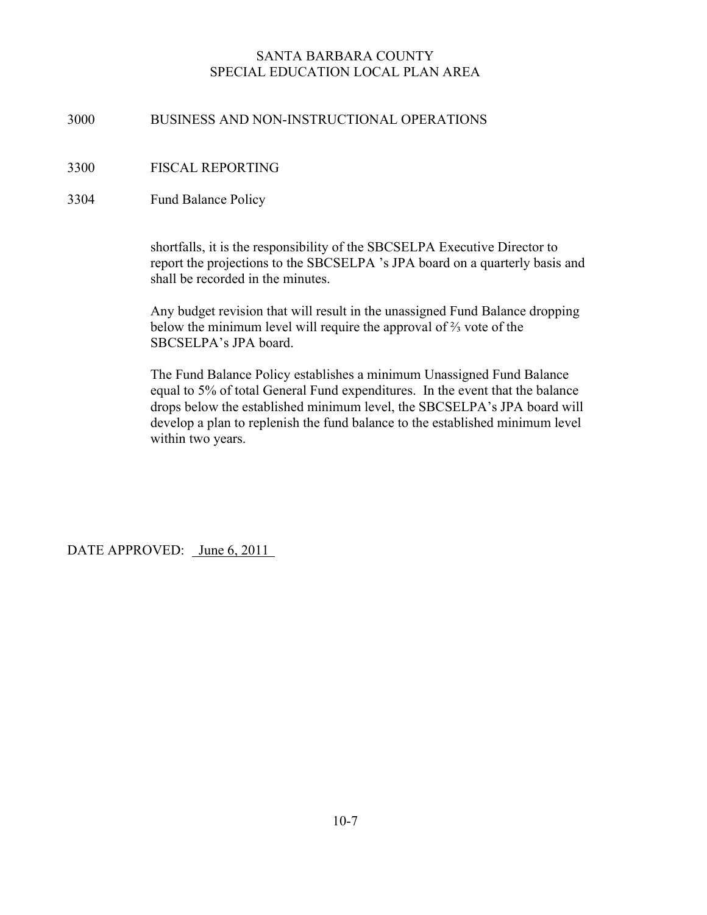SANTA BARBARA COUNTY
SPECIAL EDUCATION LOCAL PLAN AREA

3000 BUSINESS AND NON-INSTRUCTIONAL OPERATIONS

3300 FISCAL REPORTING

3304 Fund Balance Policy

shortfalls, it is the responsibility of the SBCSELPA Executive Director to report the projections to the SBCSELPA 's JPA board on a quarterly basis and shall be recorded in the minutes.

Any budget revision that will result in the unassigned Fund Balance dropping below the minimum level will require the approval of ⅔ vote of the SBCSELPA's JPA board.

The Fund Balance Policy establishes a minimum Unassigned Fund Balance equal to 5% of total General Fund expenditures. In the event that the balance drops below the established minimum level, the SBCSELPA's JPA board will develop a plan to replenish the fund balance to the established minimum level within two years.

DATE APPROVED: June 6, 2011